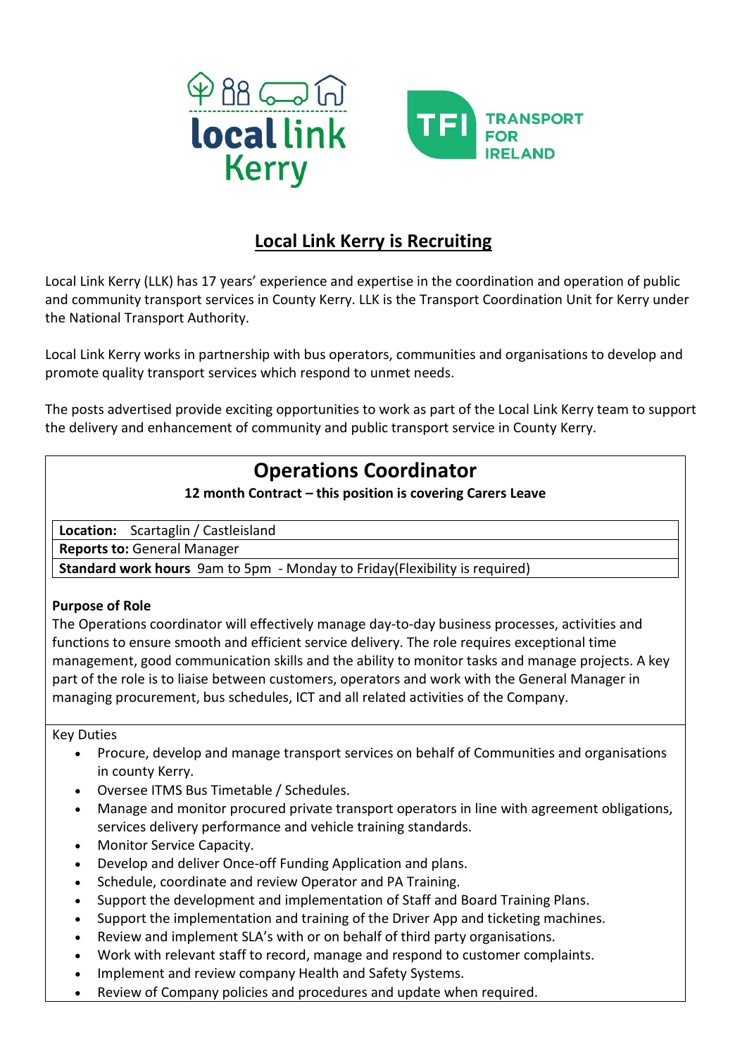local link Kerry

TFI TRANSPORT FOR IRELAND

# Local Link Kerry is Recruiting

Local Link Kerry (LLK) has 17 years' experience and expertise in the coordination and operation of public and community transport services in County Kerry. LLK is the Transport Coordination Unit for Kerry under the National Transport Authority.

Local Link Kerry works in partnership with bus operators, communities and organisations to develop and promote quality transport services which respond to unmet needs.

The posts advertised provide exciting opportunities to work as part of the Local Link Kerry team to support the delivery and enhancement of community and public transport service in County Kerry.

## Operations Coordinator

**12 month Contract – this position is covering Carers Leave**

| **Location:** Scartaglin / Castleisland |
|---|
| **Reports to:** General Manager |
| **Standard work hours** 9am to 5pm - Monday to Friday(Flexibility is required) |

**Purpose of Role**

The Operations coordinator will effectively manage day-to-day business processes, activities and functions to ensure smooth and efficient service delivery. The role requires exceptional time management, good communication skills and the ability to monitor tasks and manage projects. A key part of the role is to liaise between customers, operators and work with the General Manager in managing procurement, bus schedules, ICT and all related activities of the Company.

Key Duties

- Procure, develop and manage transport services on behalf of Communities and organisations in county Kerry.
- Oversee ITMS Bus Timetable / Schedules.
- Manage and monitor procured private transport operators in line with agreement obligations, services delivery performance and vehicle training standards.
- Monitor Service Capacity.
- Develop and deliver Once-off Funding Application and plans.
- Schedule, coordinate and review Operator and PA Training.
- Support the development and implementation of Staff and Board Training Plans.
- Support the implementation and training of the Driver App and ticketing machines.
- Review and implement SLA's with or on behalf of third party organisations.
- Work with relevant staff to record, manage and respond to customer complaints.
- Implement and review company Health and Safety Systems.
- Review of Company policies and procedures and update when required.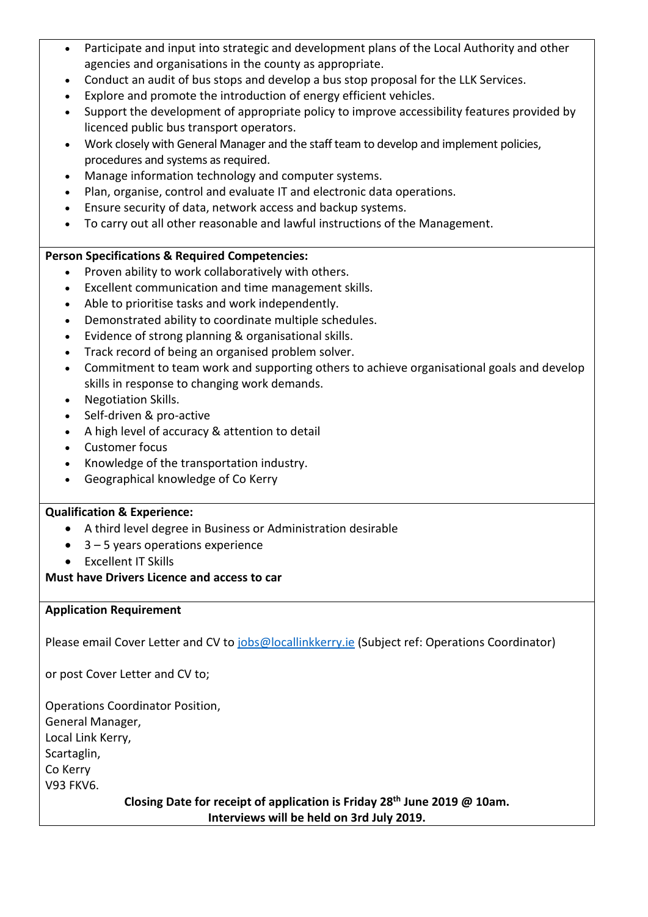- Participate and input into strategic and development plans of the Local Authority and other agencies and organisations in the county as appropriate.
- Conduct an audit of bus stops and develop a bus stop proposal for the LLK Services.
- Explore and promote the introduction of energy efficient vehicles.
- Support the development of appropriate policy to improve accessibility features provided by licenced public bus transport operators.
- Work closely with General Manager and the staff team to develop and implement policies, procedures and systems as required.
- Manage information technology and computer systems.
- Plan, organise, control and evaluate IT and electronic data operations.
- Ensure security of data, network access and backup systems.
- To carry out all other reasonable and lawful instructions of the Management.

**Person Specifications & Required Competencies:**

- Proven ability to work collaboratively with others.
- Excellent communication and time management skills.
- Able to prioritise tasks and work independently.
- Demonstrated ability to coordinate multiple schedules.
- Evidence of strong planning & organisational skills.
- Track record of being an organised problem solver.
- Commitment to team work and supporting others to achieve organisational goals and develop skills in response to changing work demands.
- Negotiation Skills.
- Self-driven & pro-active
- A high level of accuracy & attention to detail
- Customer focus
- Knowledge of the transportation industry.
- Geographical knowledge of Co Kerry

**Qualification & Experience:**

- A third level degree in Business or Administration desirable
- 3 – 5 years operations experience
- Excellent IT Skills

**Must have Drivers Licence and access to car**

**Application Requirement**

Please email Cover Letter and CV to jobs@locallinkkerry.ie (Subject ref: Operations Coordinator)

or post Cover Letter and CV to;

Operations Coordinator Position,
General Manager,
Local Link Kerry,
Scartaglin,
Co Kerry
V93 FKV6.

**Closing Date for receipt of application is Friday 28th June 2019 @ 10am.**
**Interviews will be held on 3rd July 2019.**